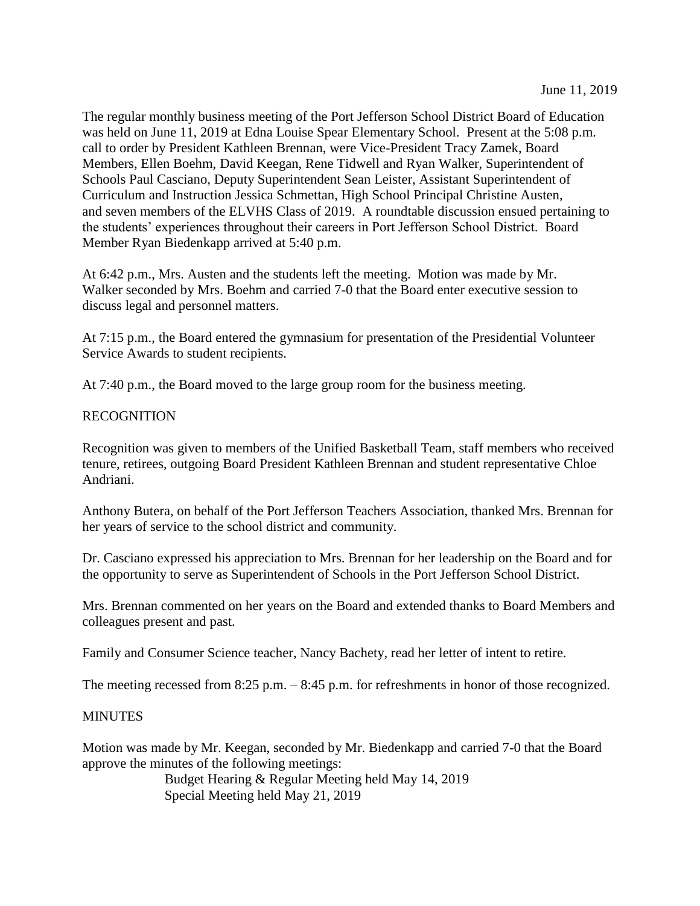June 11, 2019

The regular monthly business meeting of the Port Jefferson School District Board of Education was held on June 11, 2019 at Edna Louise Spear Elementary School. Present at the 5:08 p.m. call to order by President Kathleen Brennan, were Vice-President Tracy Zamek, Board Members, Ellen Boehm, David Keegan, Rene Tidwell and Ryan Walker, Superintendent of Schools Paul Casciano, Deputy Superintendent Sean Leister, Assistant Superintendent of Curriculum and Instruction Jessica Schmettan, High School Principal Christine Austen, and seven members of the ELVHS Class of 2019. A roundtable discussion ensued pertaining to the students' experiences throughout their careers in Port Jefferson School District. Board Member Ryan Biedenkapp arrived at 5:40 p.m.

At 6:42 p.m., Mrs. Austen and the students left the meeting. Motion was made by Mr. Walker seconded by Mrs. Boehm and carried 7-0 that the Board enter executive session to discuss legal and personnel matters.

At 7:15 p.m., the Board entered the gymnasium for presentation of the Presidential Volunteer Service Awards to student recipients.

At 7:40 p.m., the Board moved to the large group room for the business meeting.

## RECOGNITION

Recognition was given to members of the Unified Basketball Team, staff members who received tenure, retirees, outgoing Board President Kathleen Brennan and student representative Chloe Andriani.

Anthony Butera, on behalf of the Port Jefferson Teachers Association, thanked Mrs. Brennan for her years of service to the school district and community.

Dr. Casciano expressed his appreciation to Mrs. Brennan for her leadership on the Board and for the opportunity to serve as Superintendent of Schools in the Port Jefferson School District.

Mrs. Brennan commented on her years on the Board and extended thanks to Board Members and colleagues present and past.

Family and Consumer Science teacher, Nancy Bachety, read her letter of intent to retire.

The meeting recessed from 8:25 p.m. – 8:45 p.m. for refreshments in honor of those recognized.

## MINUTES

Motion was made by Mr. Keegan, seconded by Mr. Biedenkapp and carried 7-0 that the Board approve the minutes of the following meetings:

Budget Hearing & Regular Meeting held May 14, 2019
Special Meeting held May 21, 2019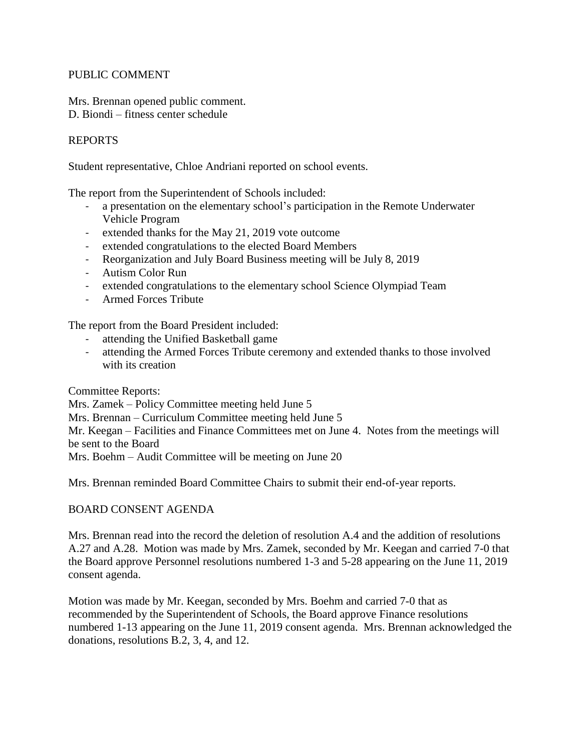## PUBLIC COMMENT

Mrs. Brennan opened public comment.
D. Biondi – fitness center schedule

## REPORTS

Student representative, Chloe Andriani reported on school events.

The report from the Superintendent of Schools included:

- a presentation on the elementary school's participation in the Remote Underwater Vehicle Program
- extended thanks for the May 21, 2019 vote outcome
- extended congratulations to the elected Board Members
- Reorganization and July Board Business meeting will be July 8, 2019
- Autism Color Run
- extended congratulations to the elementary school Science Olympiad Team
- Armed Forces Tribute

The report from the Board President included:

- attending the Unified Basketball game
- attending the Armed Forces Tribute ceremony and extended thanks to those involved with its creation

Committee Reports:
Mrs. Zamek – Policy Committee meeting held June 5
Mrs. Brennan – Curriculum Committee meeting held June 5
Mr. Keegan – Facilities and Finance Committees met on June 4. Notes from the meetings will be sent to the Board
Mrs. Boehm – Audit Committee will be meeting on June 20

Mrs. Brennan reminded Board Committee Chairs to submit their end-of-year reports.

## BOARD CONSENT AGENDA

Mrs. Brennan read into the record the deletion of resolution A.4 and the addition of resolutions A.27 and A.28. Motion was made by Mrs. Zamek, seconded by Mr. Keegan and carried 7-0 that the Board approve Personnel resolutions numbered 1-3 and 5-28 appearing on the June 11, 2019 consent agenda.

Motion was made by Mr. Keegan, seconded by Mrs. Boehm and carried 7-0 that as recommended by the Superintendent of Schools, the Board approve Finance resolutions numbered 1-13 appearing on the June 11, 2019 consent agenda. Mrs. Brennan acknowledged the donations, resolutions B.2, 3, 4, and 12.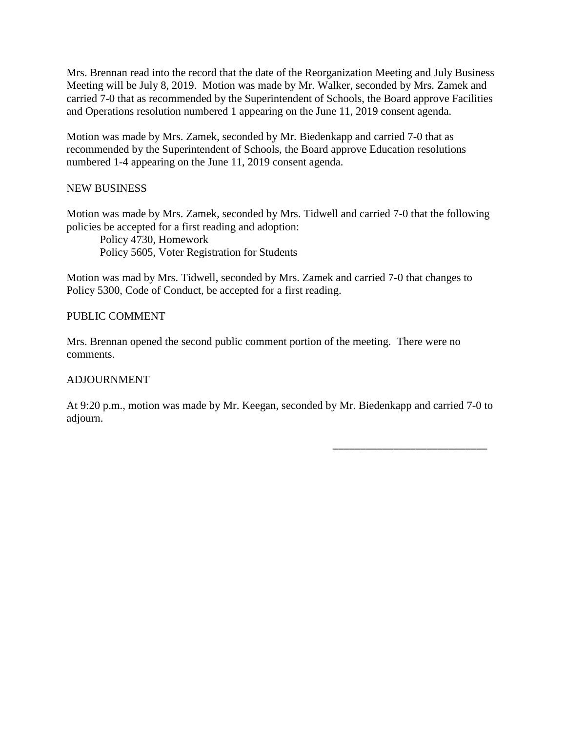Mrs. Brennan read into the record that the date of the Reorganization Meeting and July Business Meeting will be July 8, 2019. Motion was made by Mr. Walker, seconded by Mrs. Zamek and carried 7-0 that as recommended by the Superintendent of Schools, the Board approve Facilities and Operations resolution numbered 1 appearing on the June 11, 2019 consent agenda.

Motion was made by Mrs. Zamek, seconded by Mr. Biedenkapp and carried 7-0 that as recommended by the Superintendent of Schools, the Board approve Education resolutions numbered 1-4 appearing on the June 11, 2019 consent agenda.

NEW BUSINESS

Motion was made by Mrs. Zamek, seconded by Mrs. Tidwell and carried 7-0 that the following policies be accepted for a first reading and adoption:

Policy 4730, Homework
Policy 5605, Voter Registration for Students

Motion was mad by Mrs. Tidwell, seconded by Mrs. Zamek and carried 7-0 that changes to Policy 5300, Code of Conduct, be accepted for a first reading.

PUBLIC COMMENT

Mrs. Brennan opened the second public comment portion of the meeting. There were no comments.

ADJOURNMENT

At 9:20 p.m., motion was made by Mr. Keegan, seconded by Mr. Biedenkapp and carried 7-0 to adjourn.

\_\_\_\_\_\_\_\_\_\_\_\_\_\_\_\_\_\_\_\_\_\_\_\_\_\_\_\_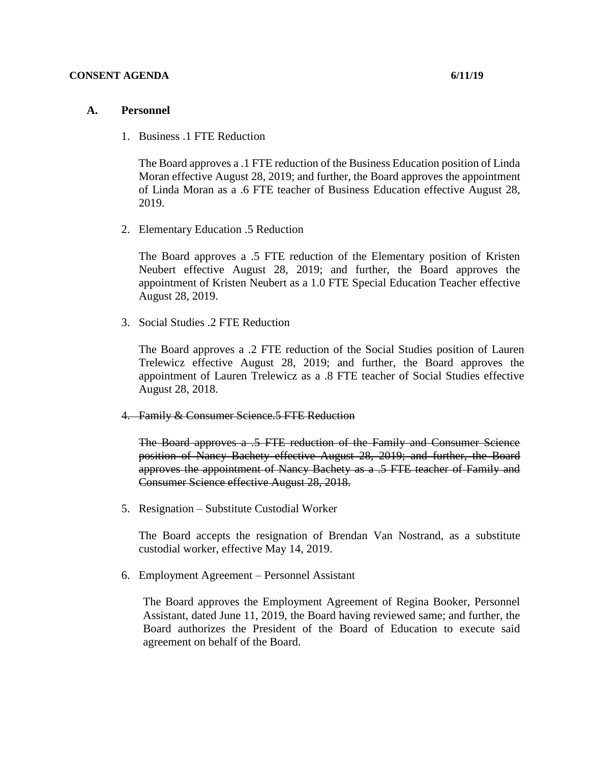**CONSENT AGENDA** **6/11/19**

## A. Personnel

1. Business .1 FTE Reduction

   The Board approves a .1 FTE reduction of the Business Education position of Linda Moran effective August 28, 2019; and further, the Board approves the appointment of Linda Moran as a .6 FTE teacher of Business Education effective August 28, 2019.

2. Elementary Education .5 Reduction

   The Board approves a .5 FTE reduction of the Elementary position of Kristen Neubert effective August 28, 2019; and further, the Board approves the appointment of Kristen Neubert as a 1.0 FTE Special Education Teacher effective August 28, 2019.

3. Social Studies .2 FTE Reduction

   The Board approves a .2 FTE reduction of the Social Studies position of Lauren Trelewicz effective August 28, 2019; and further, the Board approves the appointment of Lauren Trelewicz as a .8 FTE teacher of Social Studies effective August 28, 2018.

4. ~~Family & Consumer Science.5 FTE Reduction~~

   ~~The Board approves a .5 FTE reduction of the Family and Consumer Science position of Nancy Bachety effective August 28, 2019; and further, the Board approves the appointment of Nancy Bachety as a .5 FTE teacher of Family and Consumer Science effective August 28, 2018.~~

5. Resignation – Substitute Custodial Worker

   The Board accepts the resignation of Brendan Van Nostrand, as a substitute custodial worker, effective May 14, 2019.

6. Employment Agreement – Personnel Assistant

   The Board approves the Employment Agreement of Regina Booker, Personnel Assistant, dated June 11, 2019, the Board having reviewed same; and further, the Board authorizes the President of the Board of Education to execute said agreement on behalf of the Board.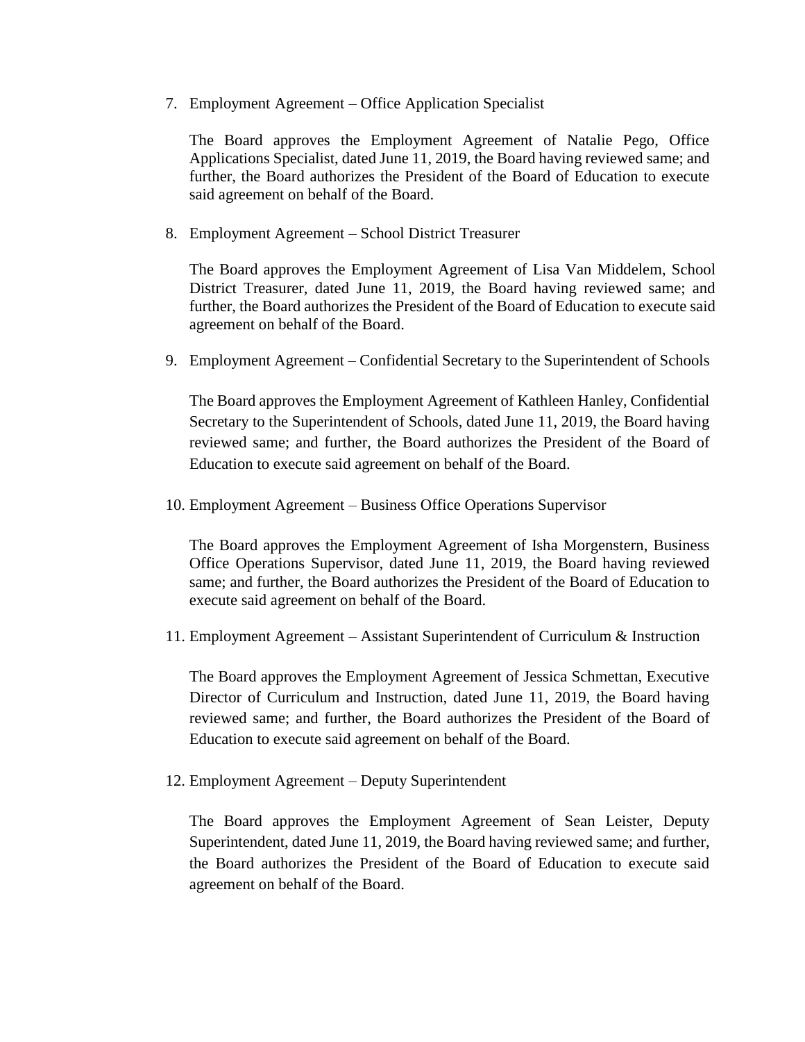7. Employment Agreement – Office Application Specialist

   The Board approves the Employment Agreement of Natalie Pego, Office Applications Specialist, dated June 11, 2019, the Board having reviewed same; and further, the Board authorizes the President of the Board of Education to execute said agreement on behalf of the Board.

8. Employment Agreement – School District Treasurer

   The Board approves the Employment Agreement of Lisa Van Middelem, School District Treasurer, dated June 11, 2019, the Board having reviewed same; and further, the Board authorizes the President of the Board of Education to execute said agreement on behalf of the Board.

9. Employment Agreement – Confidential Secretary to the Superintendent of Schools

   The Board approves the Employment Agreement of Kathleen Hanley, Confidential Secretary to the Superintendent of Schools, dated June 11, 2019, the Board having reviewed same; and further, the Board authorizes the President of the Board of Education to execute said agreement on behalf of the Board.

10. Employment Agreement – Business Office Operations Supervisor

    The Board approves the Employment Agreement of Isha Morgenstern, Business Office Operations Supervisor, dated June 11, 2019, the Board having reviewed same; and further, the Board authorizes the President of the Board of Education to execute said agreement on behalf of the Board.

11. Employment Agreement – Assistant Superintendent of Curriculum & Instruction

    The Board approves the Employment Agreement of Jessica Schmettan, Executive Director of Curriculum and Instruction, dated June 11, 2019, the Board having reviewed same; and further, the Board authorizes the President of the Board of Education to execute said agreement on behalf of the Board.

12. Employment Agreement – Deputy Superintendent

    The Board approves the Employment Agreement of Sean Leister, Deputy Superintendent, dated June 11, 2019, the Board having reviewed same; and further, the Board authorizes the President of the Board of Education to execute said agreement on behalf of the Board.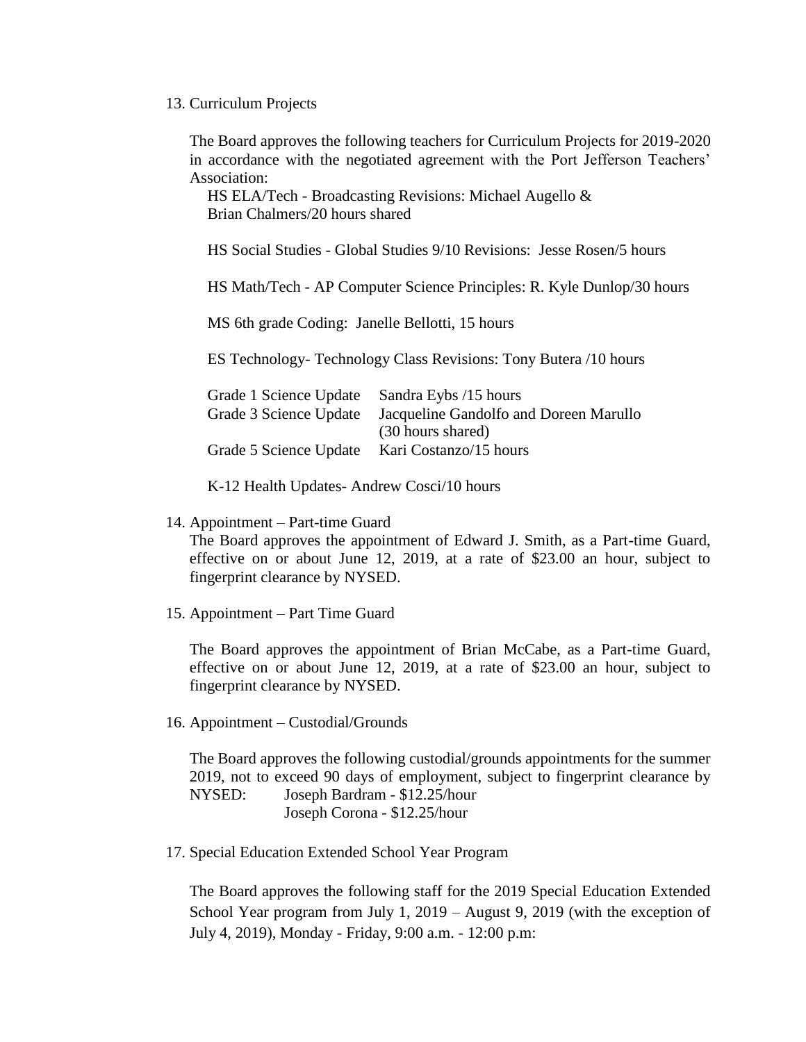13. Curriculum Projects

    The Board approves the following teachers for Curriculum Projects for 2019-2020 in accordance with the negotiated agreement with the Port Jefferson Teachers' Association:

    HS ELA/Tech - Broadcasting Revisions: Michael Augello & Brian Chalmers/20 hours shared

    HS Social Studies - Global Studies 9/10 Revisions: Jesse Rosen/5 hours

    HS Math/Tech - AP Computer Science Principles: R. Kyle Dunlop/30 hours

    MS 6th grade Coding: Janelle Bellotti, 15 hours

    ES Technology- Technology Class Revisions: Tony Butera /10 hours

    | | |
    |---|---|
    | Grade 1 Science Update | Sandra Eybs /15 hours |
    | Grade 3 Science Update | Jacqueline Gandolfo and Doreen Marullo (30 hours shared) |
    | Grade 5 Science Update | Kari Costanzo/15 hours |

    K-12 Health Updates- Andrew Cosci/10 hours

14. Appointment – Part-time Guard

    The Board approves the appointment of Edward J. Smith, as a Part-time Guard, effective on or about June 12, 2019, at a rate of $23.00 an hour, subject to fingerprint clearance by NYSED.

15. Appointment – Part Time Guard

    The Board approves the appointment of Brian McCabe, as a Part-time Guard, effective on or about June 12, 2019, at a rate of $23.00 an hour, subject to fingerprint clearance by NYSED.

16. Appointment – Custodial/Grounds

    The Board approves the following custodial/grounds appointments for the summer 2019, not to exceed 90 days of employment, subject to fingerprint clearance by NYSED:

    Joseph Bardram - $12.25/hour
    Joseph Corona - $12.25/hour

17. Special Education Extended School Year Program

    The Board approves the following staff for the 2019 Special Education Extended School Year program from July 1, 2019 – August 9, 2019 (with the exception of July 4, 2019), Monday - Friday, 9:00 a.m. - 12:00 p.m: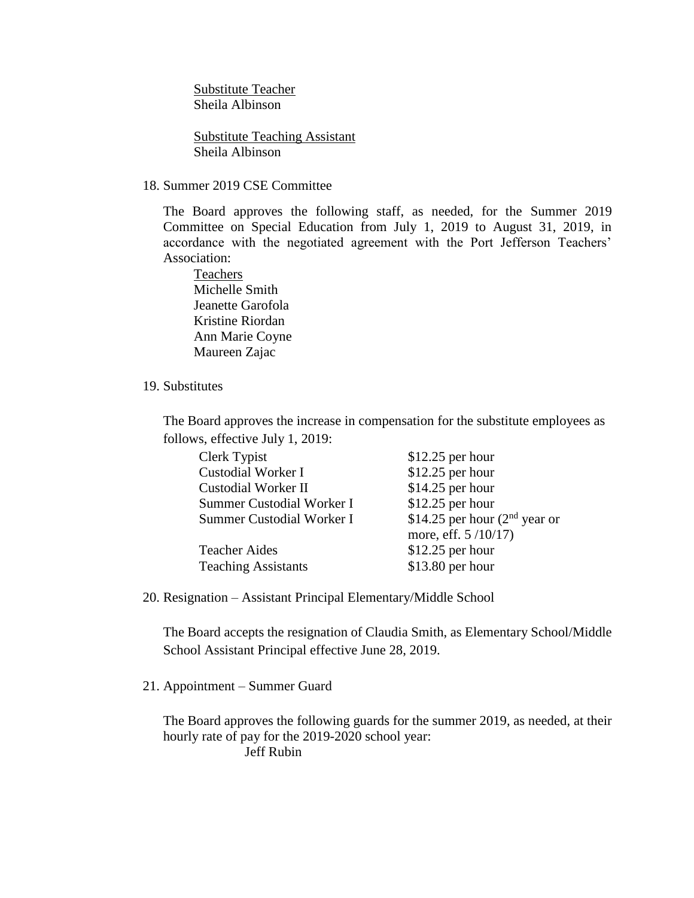Substitute Teacher
Sheila Albinson

Substitute Teaching Assistant
Sheila Albinson

18. Summer 2019 CSE Committee

The Board approves the following staff, as needed, for the Summer 2019 Committee on Special Education from July 1, 2019 to August 31, 2019, in accordance with the negotiated agreement with the Port Jefferson Teachers' Association:

Teachers
Michelle Smith
Jeanette Garofola
Kristine Riordan
Ann Marie Coyne
Maureen Zajac

19. Substitutes

The Board approves the increase in compensation for the substitute employees as follows, effective July 1, 2019:

| | |
|---|---|
| Clerk Typist | $12.25 per hour |
| Custodial Worker I | $12.25 per hour |
| Custodial Worker II | $14.25 per hour |
| Summer Custodial Worker I | $12.25 per hour |
| Summer Custodial Worker I | $14.25 per hour (2nd year or more, eff. 5 /10/17) |
| Teacher Aides | $12.25 per hour |
| Teaching Assistants | $13.80 per hour |

20. Resignation – Assistant Principal Elementary/Middle School

The Board accepts the resignation of Claudia Smith, as Elementary School/Middle School Assistant Principal effective June 28, 2019.

21. Appointment – Summer Guard

The Board approves the following guards for the summer 2019, as needed, at their hourly rate of pay for the 2019-2020 school year:

Jeff Rubin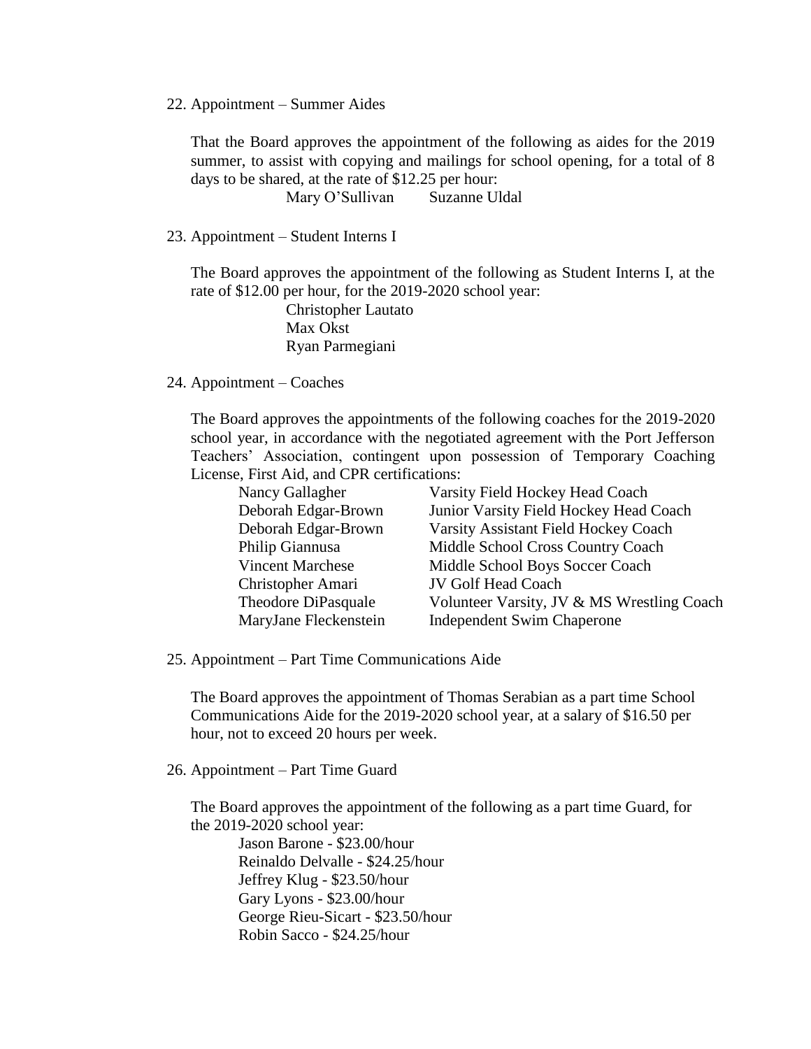22. Appointment – Summer Aides

That the Board approves the appointment of the following as aides for the 2019 summer, to assist with copying and mailings for school opening, for a total of 8 days to be shared, at the rate of $12.25 per hour:

Mary O'Sullivan    Suzanne Uldal

23. Appointment – Student Interns I

The Board approves the appointment of the following as Student Interns I, at the rate of $12.00 per hour, for the 2019-2020 school year:

Christopher Lautato
Max Okst
Ryan Parmegiani

24. Appointment – Coaches

The Board approves the appointments of the following coaches for the 2019-2020 school year, in accordance with the negotiated agreement with the Port Jefferson Teachers' Association, contingent upon possession of Temporary Coaching License, First Aid, and CPR certifications:

| | |
|---|---|
| Nancy Gallagher | Varsity Field Hockey Head Coach |
| Deborah Edgar-Brown | Junior Varsity Field Hockey Head Coach |
| Deborah Edgar-Brown | Varsity Assistant Field Hockey Coach |
| Philip Giannusa | Middle School Cross Country Coach |
| Vincent Marchese | Middle School Boys Soccer Coach |
| Christopher Amari | JV Golf Head Coach |
| Theodore DiPasquale | Volunteer Varsity, JV & MS Wrestling Coach |
| MaryJane Fleckenstein | Independent Swim Chaperone |

25. Appointment – Part Time Communications Aide

The Board approves the appointment of Thomas Serabian as a part time School Communications Aide for the 2019-2020 school year, at a salary of $16.50 per hour, not to exceed 20 hours per week.

26. Appointment – Part Time Guard

The Board approves the appointment of the following as a part time Guard, for the 2019-2020 school year:

Jason Barone - $23.00/hour
Reinaldo Delvalle - $24.25/hour
Jeffrey Klug - $23.50/hour
Gary Lyons - $23.00/hour
George Rieu-Sicart - $23.50/hour
Robin Sacco - $24.25/hour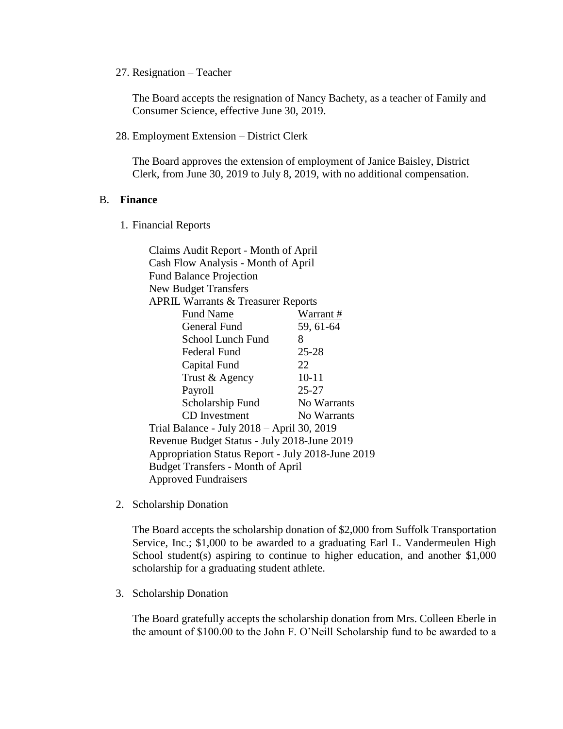27. Resignation – Teacher

    The Board accepts the resignation of Nancy Bachety, as a teacher of Family and Consumer Science, effective June 30, 2019.

28. Employment Extension – District Clerk

    The Board approves the extension of employment of Janice Baisley, District Clerk, from June 30, 2019 to July 8, 2019, with no additional compensation.

## B. **Finance**

1. Financial Reports

   Claims Audit Report - Month of April
   Cash Flow Analysis - Month of April
   Fund Balance Projection
   New Budget Transfers
   APRIL Warrants & Treasurer Reports

   | Fund Name | Warrant # |
   |---|---|
   | General Fund | 59, 61-64 |
   | School Lunch Fund | 8 |
   | Federal Fund | 25-28 |
   | Capital Fund | 22 |
   | Trust & Agency | 10-11 |
   | Payroll | 25-27 |
   | Scholarship Fund | No Warrants |
   | CD Investment | No Warrants |

   Trial Balance - July 2018 – April 30, 2019
   Revenue Budget Status - July 2018-June 2019
   Appropriation Status Report - July 2018-June 2019
   Budget Transfers - Month of April
   Approved Fundraisers

2. Scholarship Donation

   The Board accepts the scholarship donation of $2,000 from Suffolk Transportation Service, Inc.; $1,000 to be awarded to a graduating Earl L. Vandermeulen High School student(s) aspiring to continue to higher education, and another $1,000 scholarship for a graduating student athlete.

3. Scholarship Donation

   The Board gratefully accepts the scholarship donation from Mrs. Colleen Eberle in the amount of $100.00 to the John F. O'Neill Scholarship fund to be awarded to a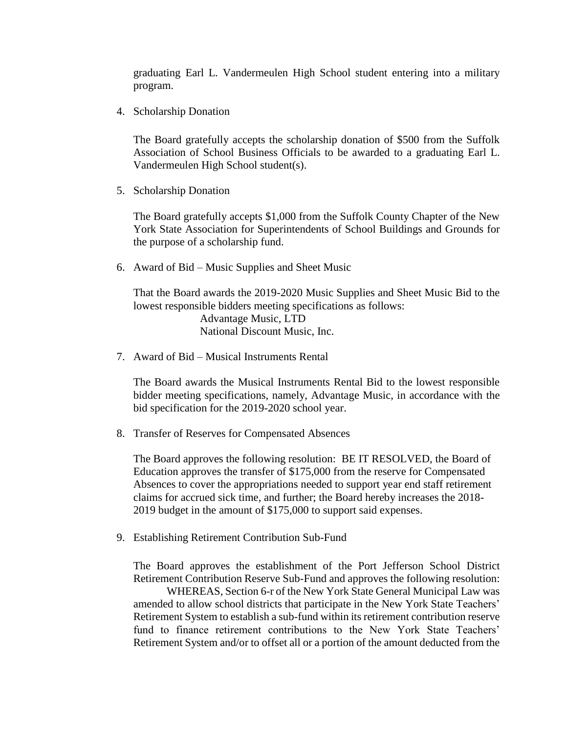graduating Earl L. Vandermeulen High School student entering into a military program.

4. Scholarship Donation

   The Board gratefully accepts the scholarship donation of $500 from the Suffolk Association of School Business Officials to be awarded to a graduating Earl L. Vandermeulen High School student(s).

5. Scholarship Donation

   The Board gratefully accepts $1,000 from the Suffolk County Chapter of the New York State Association for Superintendents of School Buildings and Grounds for the purpose of a scholarship fund.

6. Award of Bid – Music Supplies and Sheet Music

   That the Board awards the 2019-2020 Music Supplies and Sheet Music Bid to the lowest responsible bidders meeting specifications as follows:
   
   Advantage Music, LTD
   National Discount Music, Inc.

7. Award of Bid – Musical Instruments Rental

   The Board awards the Musical Instruments Rental Bid to the lowest responsible bidder meeting specifications, namely, Advantage Music, in accordance with the bid specification for the 2019-2020 school year.

8. Transfer of Reserves for Compensated Absences

   The Board approves the following resolution: BE IT RESOLVED, the Board of Education approves the transfer of $175,000 from the reserve for Compensated Absences to cover the appropriations needed to support year end staff retirement claims for accrued sick time, and further; the Board hereby increases the 2018-2019 budget in the amount of $175,000 to support said expenses.

9. Establishing Retirement Contribution Sub-Fund

   The Board approves the establishment of the Port Jefferson School District Retirement Contribution Reserve Sub-Fund and approves the following resolution:
   
   WHEREAS, Section 6-r of the New York State General Municipal Law was amended to allow school districts that participate in the New York State Teachers' Retirement System to establish a sub-fund within its retirement contribution reserve fund to finance retirement contributions to the New York State Teachers' Retirement System and/or to offset all or a portion of the amount deducted from the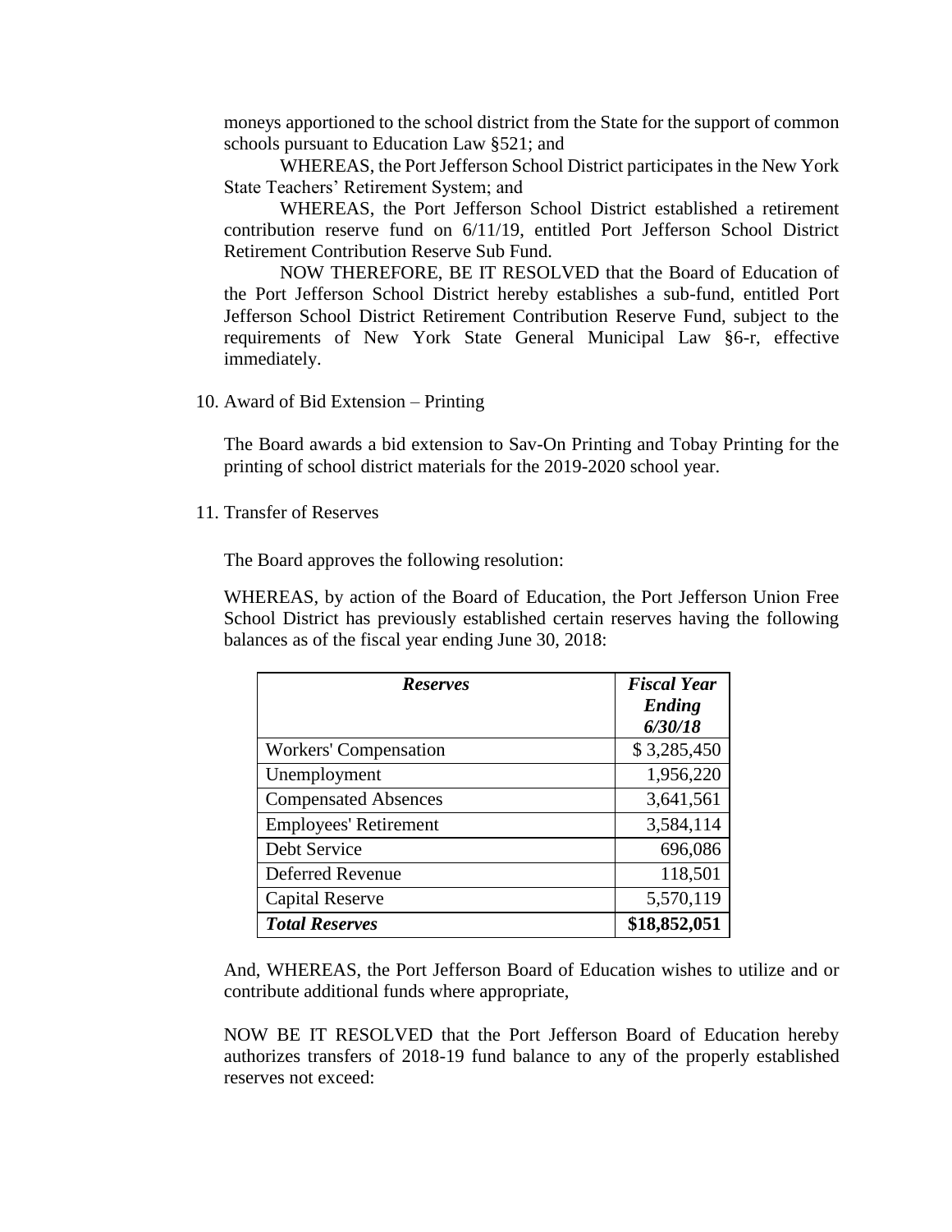moneys apportioned to the school district from the State for the support of common schools pursuant to Education Law §521; and

WHEREAS, the Port Jefferson School District participates in the New York State Teachers' Retirement System; and

WHEREAS, the Port Jefferson School District established a retirement contribution reserve fund on 6/11/19, entitled Port Jefferson School District Retirement Contribution Reserve Sub Fund.

NOW THEREFORE, BE IT RESOLVED that the Board of Education of the Port Jefferson School District hereby establishes a sub-fund, entitled Port Jefferson School District Retirement Contribution Reserve Fund, subject to the requirements of New York State General Municipal Law §6-r, effective immediately.

10. Award of Bid Extension – Printing

    The Board awards a bid extension to Sav-On Printing and Tobay Printing for the printing of school district materials for the 2019-2020 school year.

11. Transfer of Reserves

    The Board approves the following resolution:

    WHEREAS, by action of the Board of Education, the Port Jefferson Union Free School District has previously established certain reserves having the following balances as of the fiscal year ending June 30, 2018:

| ***Reserves*** | ***Fiscal Year Ending 6/30/18*** |
|---|---|
| Workers' Compensation | $ 3,285,450 |
| Unemployment | 1,956,220 |
| Compensated Absences | 3,641,561 |
| Employees' Retirement | 3,584,114 |
| Debt Service | 696,086 |
| Deferred Revenue | 118,501 |
| Capital Reserve | 5,570,119 |
| ***Total Reserves*** | **$18,852,051** |

And, WHEREAS, the Port Jefferson Board of Education wishes to utilize and or contribute additional funds where appropriate,

NOW BE IT RESOLVED that the Port Jefferson Board of Education hereby authorizes transfers of 2018-19 fund balance to any of the properly established reserves not exceed: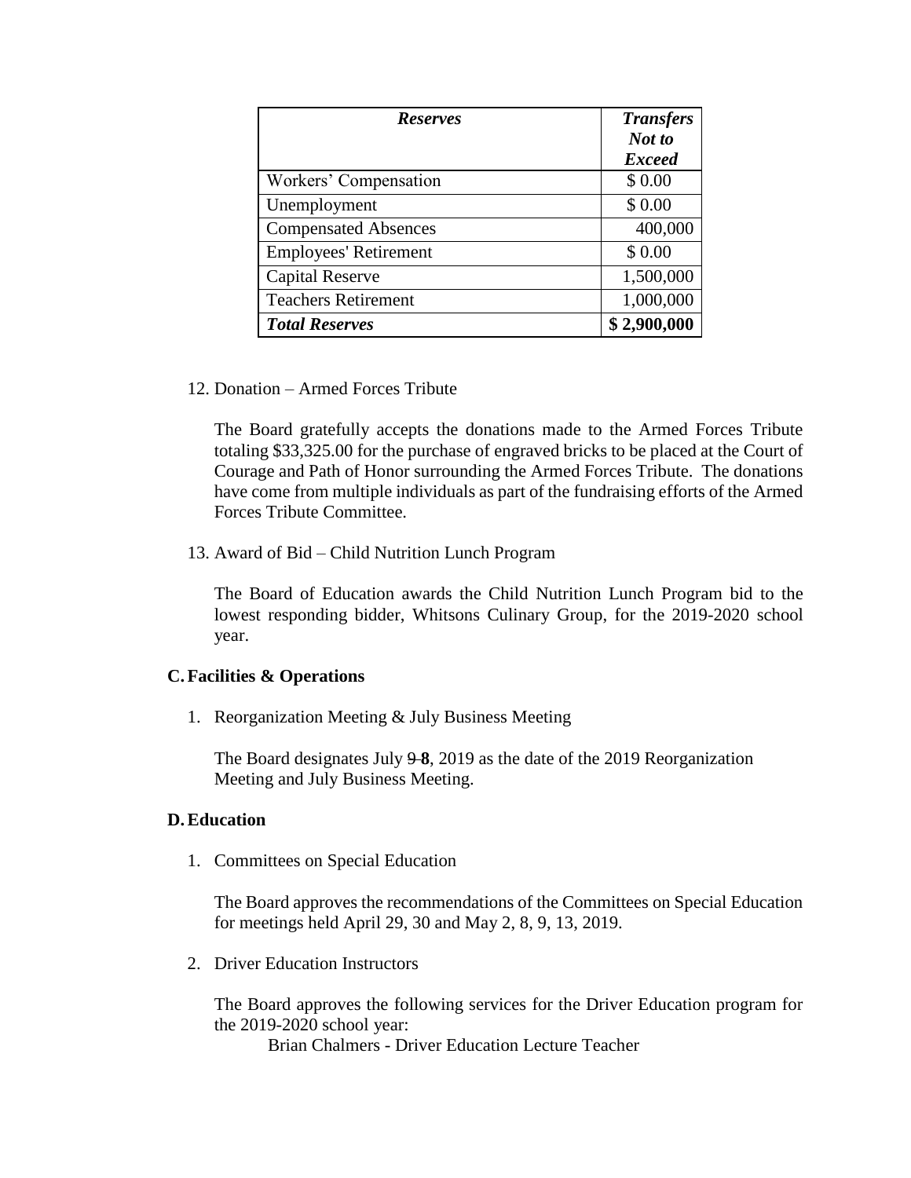| *Reserves* | *Transfers Not to Exceed* |
|---|---|
| Workers' Compensation | $ 0.00 |
| Unemployment | $ 0.00 |
| Compensated Absences | 400,000 |
| Employees' Retirement | $ 0.00 |
| Capital Reserve | 1,500,000 |
| Teachers Retirement | 1,000,000 |
| ***Total Reserves*** | **$ 2,900,000** |

12. Donation – Armed Forces Tribute

    The Board gratefully accepts the donations made to the Armed Forces Tribute totaling $33,325.00 for the purchase of engraved bricks to be placed at the Court of Courage and Path of Honor surrounding the Armed Forces Tribute. The donations have come from multiple individuals as part of the fundraising efforts of the Armed Forces Tribute Committee.

13. Award of Bid – Child Nutrition Lunch Program

    The Board of Education awards the Child Nutrition Lunch Program bid to the lowest responding bidder, Whitsons Culinary Group, for the 2019-2020 school year.

### C. Facilities & Operations

1. Reorganization Meeting & July Business Meeting

   The Board designates July ~~9~~ **8**, 2019 as the date of the 2019 Reorganization Meeting and July Business Meeting.

### D. Education

1. Committees on Special Education

   The Board approves the recommendations of the Committees on Special Education for meetings held April 29, 30 and May 2, 8, 9, 13, 2019.

2. Driver Education Instructors

   The Board approves the following services for the Driver Education program for the 2019-2020 school year:

   Brian Chalmers - Driver Education Lecture Teacher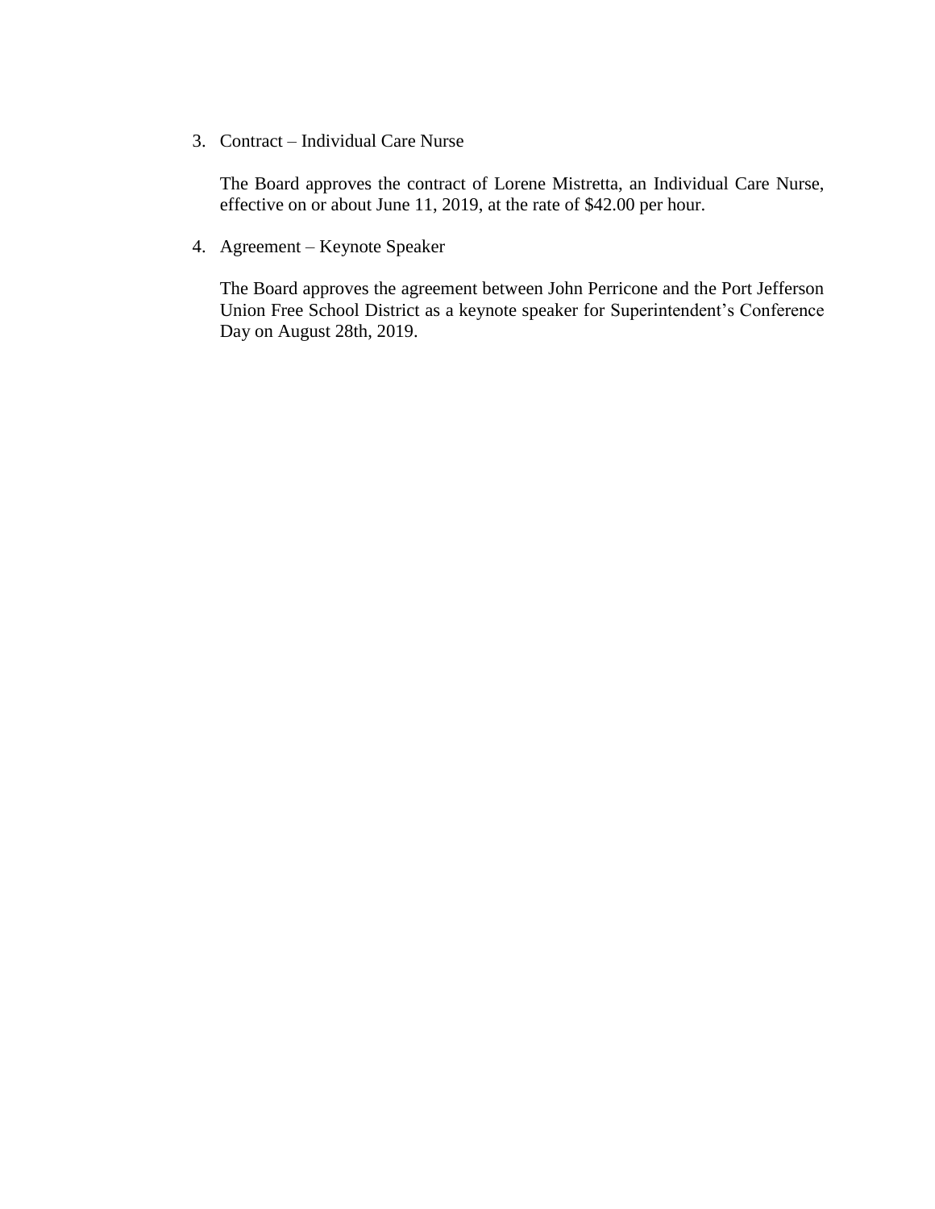3. Contract – Individual Care Nurse

   The Board approves the contract of Lorene Mistretta, an Individual Care Nurse, effective on or about June 11, 2019, at the rate of $42.00 per hour.

4. Agreement – Keynote Speaker

   The Board approves the agreement between John Perricone and the Port Jefferson Union Free School District as a keynote speaker for Superintendent's Conference Day on August 28th, 2019.